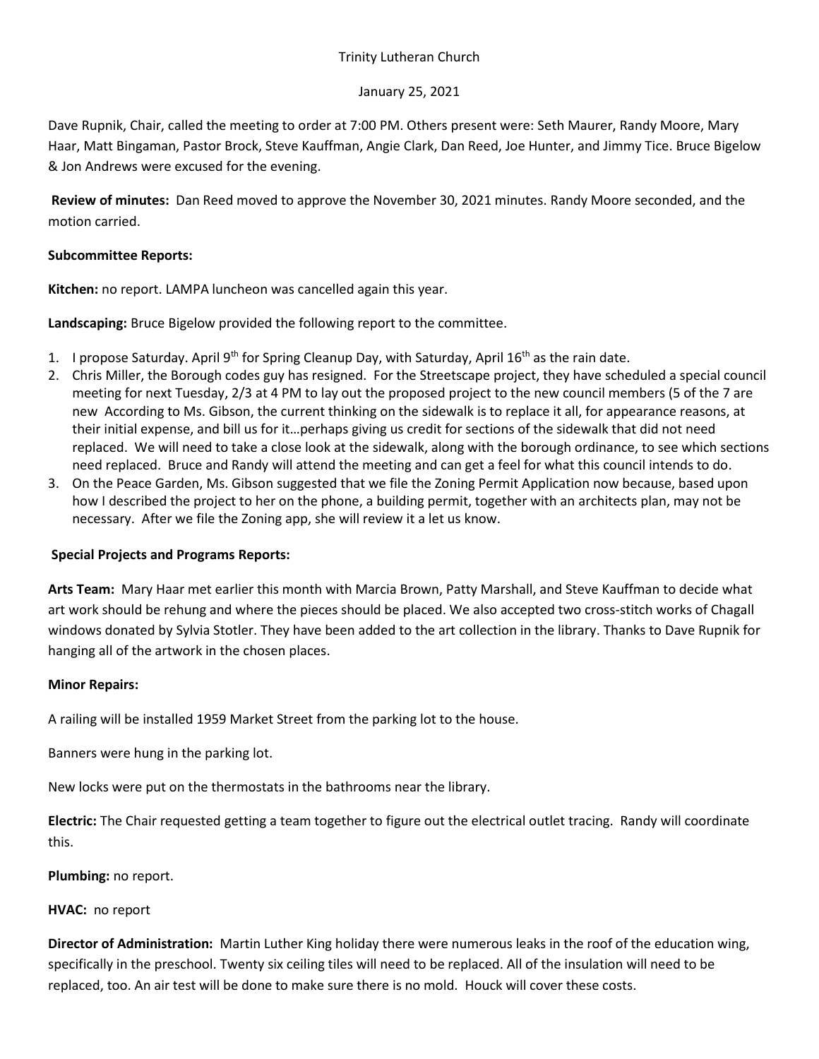Trinity Lutheran Church

January 25, 2021

Dave Rupnik, Chair, called the meeting to order at 7:00 PM. Others present were: Seth Maurer, Randy Moore, Mary Haar, Matt Bingaman, Pastor Brock, Steve Kauffman, Angie Clark, Dan Reed, Joe Hunter, and Jimmy Tice. Bruce Bigelow & Jon Andrews were excused for the evening.

**Review of minutes:** Dan Reed moved to approve the November 30, 2021 minutes. Randy Moore seconded, and the motion carried.

**Subcommittee Reports:**

**Kitchen:** no report. LAMPA luncheon was cancelled again this year.

**Landscaping:** Bruce Bigelow provided the following report to the committee.

1. I propose Saturday. April 9th for Spring Cleanup Day, with Saturday, April 16th as the rain date.
2. Chris Miller, the Borough codes guy has resigned. For the Streetscape project, they have scheduled a special council meeting for next Tuesday, 2/3 at 4 PM to lay out the proposed project to the new council members (5 of the 7 are new According to Ms. Gibson, the current thinking on the sidewalk is to replace it all, for appearance reasons, at their initial expense, and bill us for it…perhaps giving us credit for sections of the sidewalk that did not need replaced. We will need to take a close look at the sidewalk, along with the borough ordinance, to see which sections need replaced. Bruce and Randy will attend the meeting and can get a feel for what this council intends to do.
3. On the Peace Garden, Ms. Gibson suggested that we file the Zoning Permit Application now because, based upon how I described the project to her on the phone, a building permit, together with an architects plan, may not be necessary. After we file the Zoning app, she will review it a let us know.

**Special Projects and Programs Reports:**

**Arts Team:** Mary Haar met earlier this month with Marcia Brown, Patty Marshall, and Steve Kauffman to decide what art work should be rehung and where the pieces should be placed. We also accepted two cross-stitch works of Chagall windows donated by Sylvia Stotler. They have been added to the art collection in the library. Thanks to Dave Rupnik for hanging all of the artwork in the chosen places.

**Minor Repairs:**

A railing will be installed 1959 Market Street from the parking lot to the house.

Banners were hung in the parking lot.

New locks were put on the thermostats in the bathrooms near the library.

**Electric:** The Chair requested getting a team together to figure out the electrical outlet tracing. Randy will coordinate this.

**Plumbing:** no report.

**HVAC:** no report

**Director of Administration:** Martin Luther King holiday there were numerous leaks in the roof of the education wing, specifically in the preschool. Twenty six ceiling tiles will need to be replaced. All of the insulation will need to be replaced, too. An air test will be done to make sure there is no mold. Houck will cover these costs.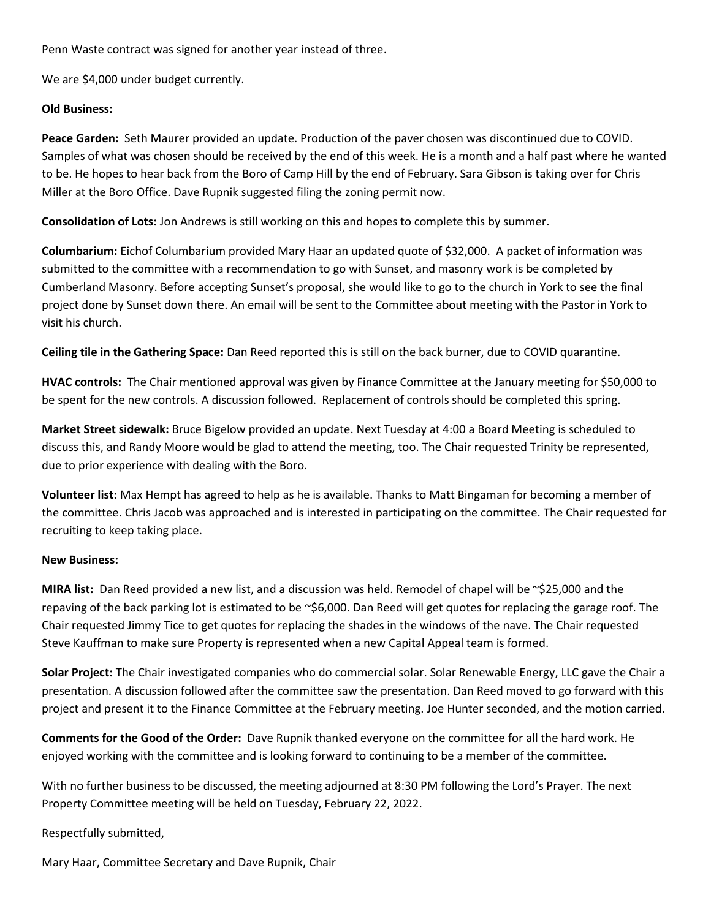Penn Waste contract was signed for another year instead of three.

We are $4,000 under budget currently.

**Old Business:**

**Peace Garden:** Seth Maurer provided an update. Production of the paver chosen was discontinued due to COVID. Samples of what was chosen should be received by the end of this week. He is a month and a half past where he wanted to be. He hopes to hear back from the Boro of Camp Hill by the end of February. Sara Gibson is taking over for Chris Miller at the Boro Office. Dave Rupnik suggested filing the zoning permit now.

**Consolidation of Lots:** Jon Andrews is still working on this and hopes to complete this by summer.

**Columbarium:** Eichof Columbarium provided Mary Haar an updated quote of $32,000. A packet of information was submitted to the committee with a recommendation to go with Sunset, and masonry work is be completed by Cumberland Masonry. Before accepting Sunset's proposal, she would like to go to the church in York to see the final project done by Sunset down there. An email will be sent to the Committee about meeting with the Pastor in York to visit his church.

**Ceiling tile in the Gathering Space:** Dan Reed reported this is still on the back burner, due to COVID quarantine.

**HVAC controls:** The Chair mentioned approval was given by Finance Committee at the January meeting for $50,000 to be spent for the new controls. A discussion followed. Replacement of controls should be completed this spring.

**Market Street sidewalk:** Bruce Bigelow provided an update. Next Tuesday at 4:00 a Board Meeting is scheduled to discuss this, and Randy Moore would be glad to attend the meeting, too. The Chair requested Trinity be represented, due to prior experience with dealing with the Boro.

**Volunteer list:** Max Hempt has agreed to help as he is available. Thanks to Matt Bingaman for becoming a member of the committee. Chris Jacob was approached and is interested in participating on the committee. The Chair requested for recruiting to keep taking place.

**New Business:**

**MIRA list:** Dan Reed provided a new list, and a discussion was held. Remodel of chapel will be ~$25,000 and the repaving of the back parking lot is estimated to be ~$6,000. Dan Reed will get quotes for replacing the garage roof. The Chair requested Jimmy Tice to get quotes for replacing the shades in the windows of the nave. The Chair requested Steve Kauffman to make sure Property is represented when a new Capital Appeal team is formed.

**Solar Project:** The Chair investigated companies who do commercial solar. Solar Renewable Energy, LLC gave the Chair a presentation. A discussion followed after the committee saw the presentation. Dan Reed moved to go forward with this project and present it to the Finance Committee at the February meeting. Joe Hunter seconded, and the motion carried.

**Comments for the Good of the Order:** Dave Rupnik thanked everyone on the committee for all the hard work. He enjoyed working with the committee and is looking forward to continuing to be a member of the committee.

With no further business to be discussed, the meeting adjourned at 8:30 PM following the Lord's Prayer. The next Property Committee meeting will be held on Tuesday, February 22, 2022.

Respectfully submitted,

Mary Haar, Committee Secretary and Dave Rupnik, Chair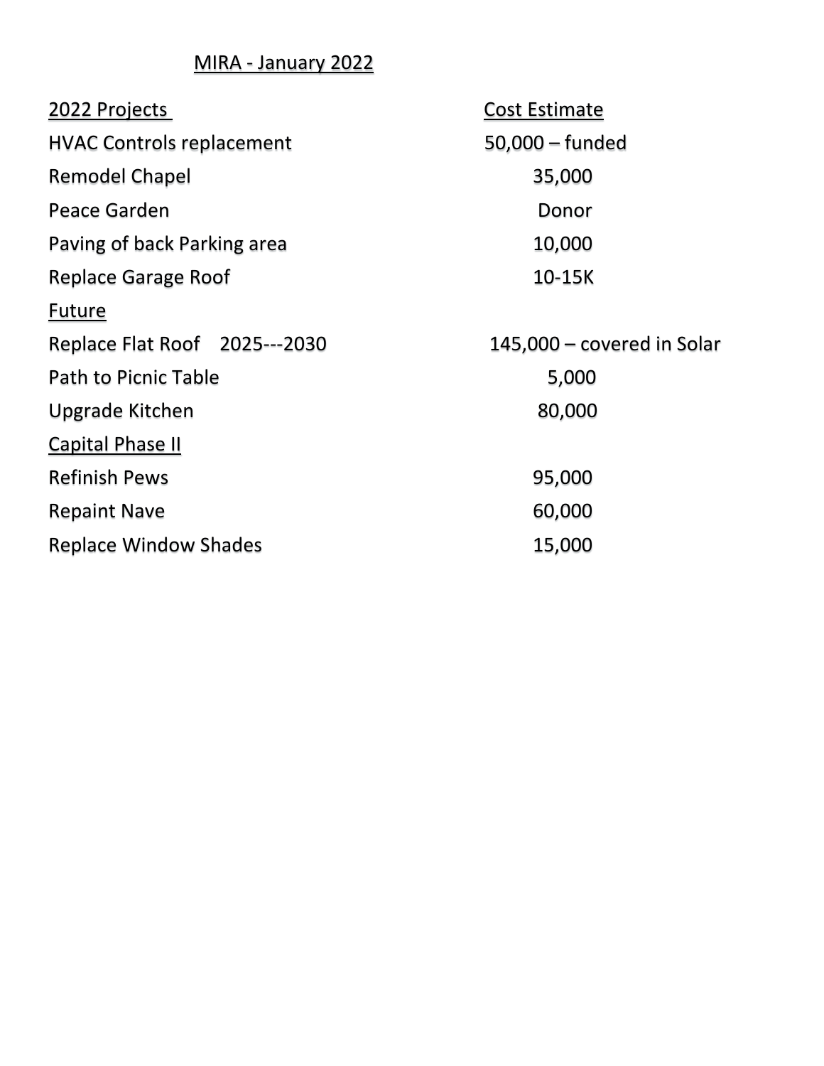# MIRA - January 2022

| 2022 Projects | Cost Estimate |
| --- | --- |
| HVAC Controls replacement | 50,000 – funded |
| Remodel Chapel | 35,000 |
| Peace Garden | Donor |
| Paving of back Parking area | 10,000 |
| Replace Garage Roof | 10-15K |
| **Future** | |
| Replace Flat Roof 2025---2030 | 145,000 – covered in Solar |
| Path to Picnic Table | 5,000 |
| Upgrade Kitchen | 80,000 |
| **Capital Phase II** | |
| Refinish Pews | 95,000 |
| Repaint Nave | 60,000 |
| Replace Window Shades | 15,000 |